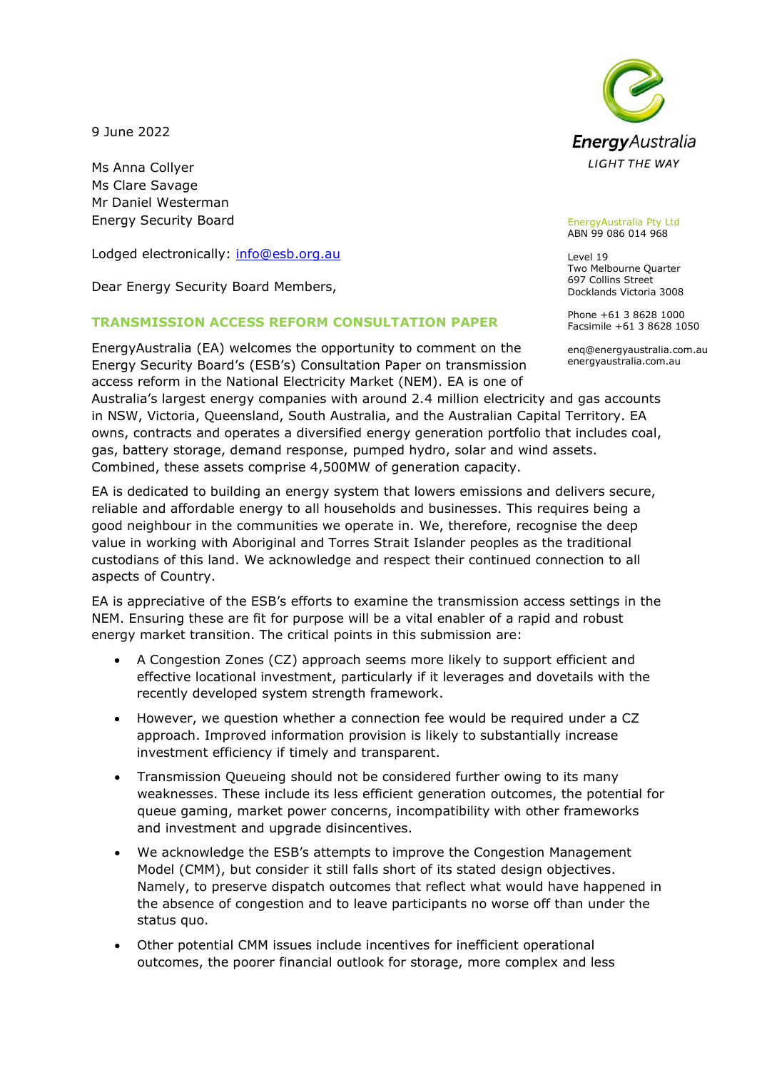9 June 2022

Ms Anna Collyer
Ms Clare Savage
Mr Daniel Westerman
Energy Security Board

Lodged electronically: info@esb.org.au

Dear Energy Security Board Members,

EnergyAustralia
LIGHT THE WAY

EnergyAustralia Pty Ltd
ABN 99 086 014 968

Level 19
Two Melbourne Quarter
697 Collins Street
Docklands Victoria 3008

Phone +61 3 8628 1000
Facsimile +61 3 8628 1050

enq@energyaustralia.com.au
energyaustralia.com.au

## TRANSMISSION ACCESS REFORM CONSULTATION PAPER

EnergyAustralia (EA) welcomes the opportunity to comment on the Energy Security Board's (ESB's) Consultation Paper on transmission access reform in the National Electricity Market (NEM). EA is one of Australia's largest energy companies with around 2.4 million electricity and gas accounts in NSW, Victoria, Queensland, South Australia, and the Australian Capital Territory. EA owns, contracts and operates a diversified energy generation portfolio that includes coal, gas, battery storage, demand response, pumped hydro, solar and wind assets. Combined, these assets comprise 4,500MW of generation capacity.

EA is dedicated to building an energy system that lowers emissions and delivers secure, reliable and affordable energy to all households and businesses. This requires being a good neighbour in the communities we operate in. We, therefore, recognise the deep value in working with Aboriginal and Torres Strait Islander peoples as the traditional custodians of this land. We acknowledge and respect their continued connection to all aspects of Country.

EA is appreciative of the ESB's efforts to examine the transmission access settings in the NEM. Ensuring these are fit for purpose will be a vital enabler of a rapid and robust energy market transition. The critical points in this submission are:

- A Congestion Zones (CZ) approach seems more likely to support efficient and effective locational investment, particularly if it leverages and dovetails with the recently developed system strength framework.
- However, we question whether a connection fee would be required under a CZ approach. Improved information provision is likely to substantially increase investment efficiency if timely and transparent.
- Transmission Queueing should not be considered further owing to its many weaknesses. These include its less efficient generation outcomes, the potential for queue gaming, market power concerns, incompatibility with other frameworks and investment and upgrade disincentives.
- We acknowledge the ESB's attempts to improve the Congestion Management Model (CMM), but consider it still falls short of its stated design objectives. Namely, to preserve dispatch outcomes that reflect what would have happened in the absence of congestion and to leave participants no worse off than under the status quo.
- Other potential CMM issues include incentives for inefficient operational outcomes, the poorer financial outlook for storage, more complex and less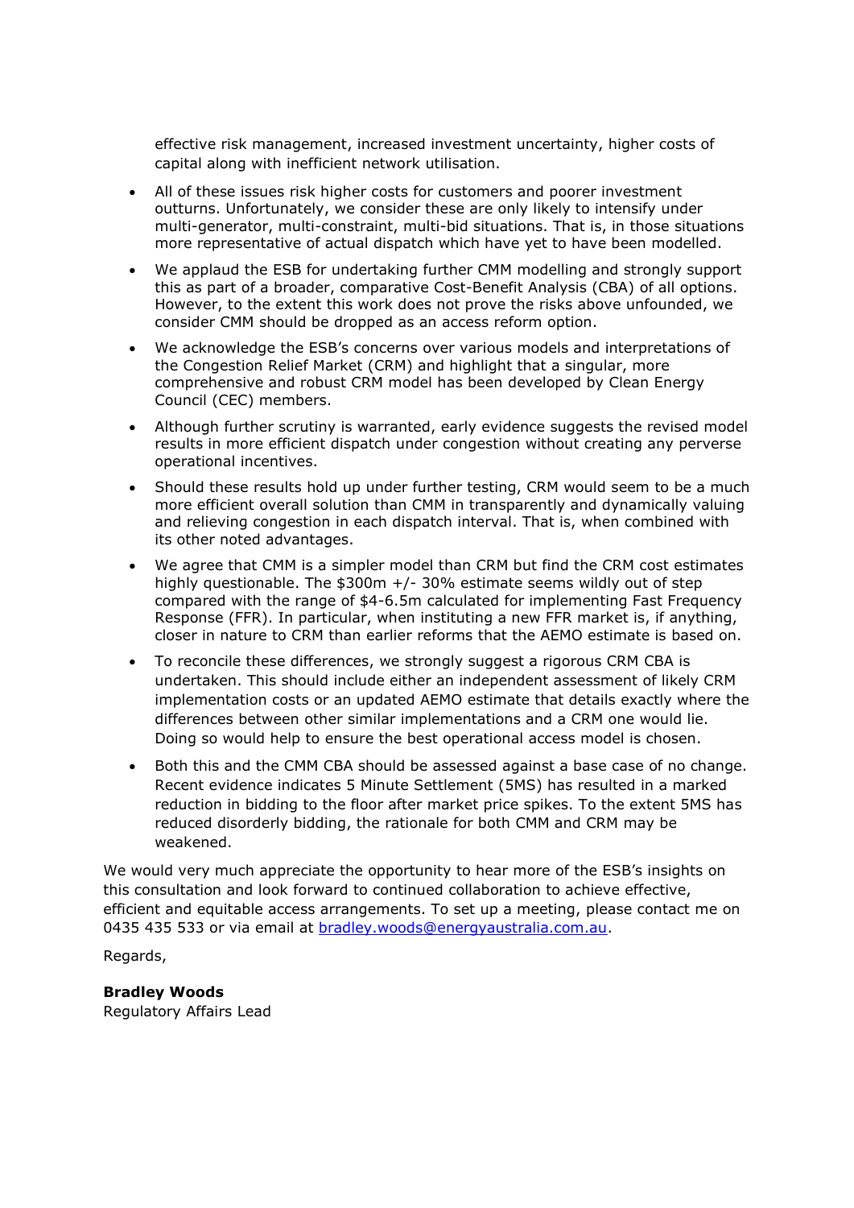effective risk management, increased investment uncertainty, higher costs of capital along with inefficient network utilisation.

- All of these issues risk higher costs for customers and poorer investment outturns. Unfortunately, we consider these are only likely to intensify under multi-generator, multi-constraint, multi-bid situations. That is, in those situations more representative of actual dispatch which have yet to have been modelled.
- We applaud the ESB for undertaking further CMM modelling and strongly support this as part of a broader, comparative Cost-Benefit Analysis (CBA) of all options. However, to the extent this work does not prove the risks above unfounded, we consider CMM should be dropped as an access reform option.
- We acknowledge the ESB's concerns over various models and interpretations of the Congestion Relief Market (CRM) and highlight that a singular, more comprehensive and robust CRM model has been developed by Clean Energy Council (CEC) members.
- Although further scrutiny is warranted, early evidence suggests the revised model results in more efficient dispatch under congestion without creating any perverse operational incentives.
- Should these results hold up under further testing, CRM would seem to be a much more efficient overall solution than CMM in transparently and dynamically valuing and relieving congestion in each dispatch interval. That is, when combined with its other noted advantages.
- We agree that CMM is a simpler model than CRM but find the CRM cost estimates highly questionable. The $300m +/- 30% estimate seems wildly out of step compared with the range of $4-6.5m calculated for implementing Fast Frequency Response (FFR). In particular, when instituting a new FFR market is, if anything, closer in nature to CRM than earlier reforms that the AEMO estimate is based on.
- To reconcile these differences, we strongly suggest a rigorous CRM CBA is undertaken. This should include either an independent assessment of likely CRM implementation costs or an updated AEMO estimate that details exactly where the differences between other similar implementations and a CRM one would lie. Doing so would help to ensure the best operational access model is chosen.
- Both this and the CMM CBA should be assessed against a base case of no change. Recent evidence indicates 5 Minute Settlement (5MS) has resulted in a marked reduction in bidding to the floor after market price spikes. To the extent 5MS has reduced disorderly bidding, the rationale for both CMM and CRM may be weakened.

We would very much appreciate the opportunity to hear more of the ESB's insights on this consultation and look forward to continued collaboration to achieve effective, efficient and equitable access arrangements. To set up a meeting, please contact me on 0435 435 533 or via email at bradley.woods@energyaustralia.com.au.

Regards,

**Bradley Woods**
Regulatory Affairs Lead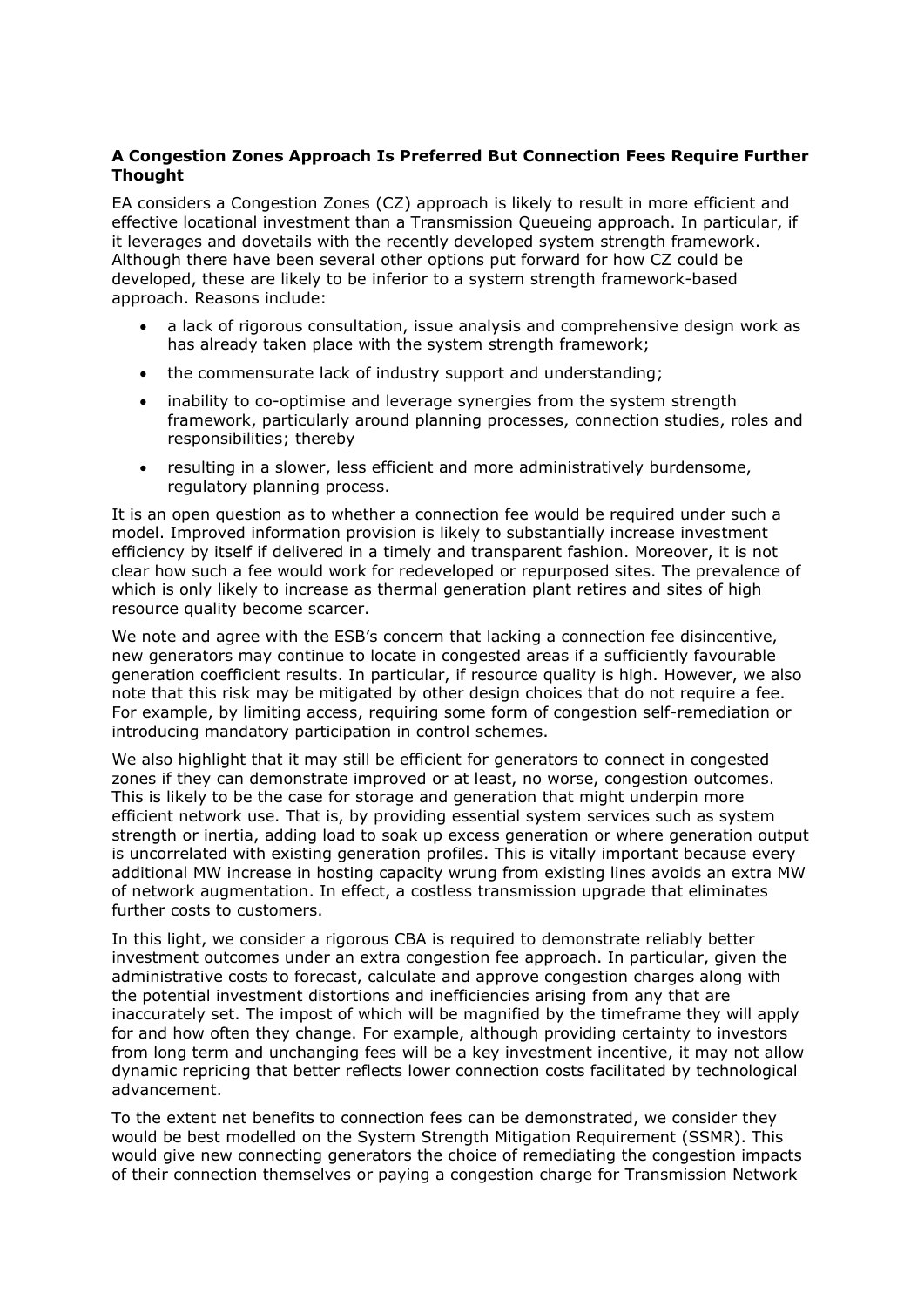**A Congestion Zones Approach Is Preferred But Connection Fees Require Further Thought**

EA considers a Congestion Zones (CZ) approach is likely to result in more efficient and effective locational investment than a Transmission Queueing approach. In particular, if it leverages and dovetails with the recently developed system strength framework. Although there have been several other options put forward for how CZ could be developed, these are likely to be inferior to a system strength framework-based approach. Reasons include:

- a lack of rigorous consultation, issue analysis and comprehensive design work as has already taken place with the system strength framework;
- the commensurate lack of industry support and understanding;
- inability to co-optimise and leverage synergies from the system strength framework, particularly around planning processes, connection studies, roles and responsibilities; thereby
- resulting in a slower, less efficient and more administratively burdensome, regulatory planning process.

It is an open question as to whether a connection fee would be required under such a model. Improved information provision is likely to substantially increase investment efficiency by itself if delivered in a timely and transparent fashion. Moreover, it is not clear how such a fee would work for redeveloped or repurposed sites. The prevalence of which is only likely to increase as thermal generation plant retires and sites of high resource quality become scarcer.

We note and agree with the ESB's concern that lacking a connection fee disincentive, new generators may continue to locate in congested areas if a sufficiently favourable generation coefficient results. In particular, if resource quality is high. However, we also note that this risk may be mitigated by other design choices that do not require a fee. For example, by limiting access, requiring some form of congestion self-remediation or introducing mandatory participation in control schemes.

We also highlight that it may still be efficient for generators to connect in congested zones if they can demonstrate improved or at least, no worse, congestion outcomes. This is likely to be the case for storage and generation that might underpin more efficient network use. That is, by providing essential system services such as system strength or inertia, adding load to soak up excess generation or where generation output is uncorrelated with existing generation profiles. This is vitally important because every additional MW increase in hosting capacity wrung from existing lines avoids an extra MW of network augmentation. In effect, a costless transmission upgrade that eliminates further costs to customers.

In this light, we consider a rigorous CBA is required to demonstrate reliably better investment outcomes under an extra congestion fee approach. In particular, given the administrative costs to forecast, calculate and approve congestion charges along with the potential investment distortions and inefficiencies arising from any that are inaccurately set. The impost of which will be magnified by the timeframe they will apply for and how often they change. For example, although providing certainty to investors from long term and unchanging fees will be a key investment incentive, it may not allow dynamic repricing that better reflects lower connection costs facilitated by technological advancement.

To the extent net benefits to connection fees can be demonstrated, we consider they would be best modelled on the System Strength Mitigation Requirement (SSMR). This would give new connecting generators the choice of remediating the congestion impacts of their connection themselves or paying a congestion charge for Transmission Network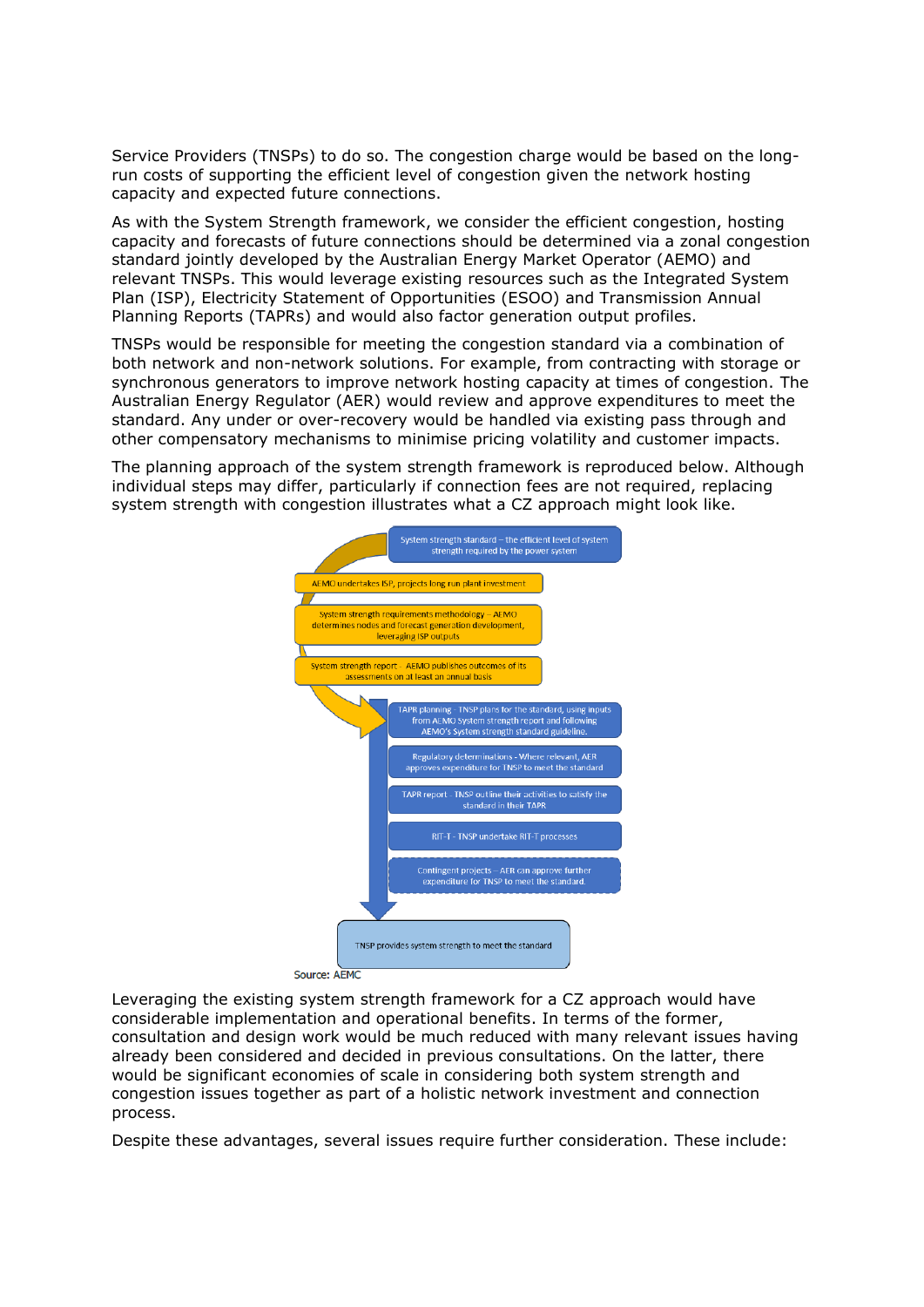Service Providers (TNSPs) to do so. The congestion charge would be based on the long-run costs of supporting the efficient level of congestion given the network hosting capacity and expected future connections.

As with the System Strength framework, we consider the efficient congestion, hosting capacity and forecasts of future connections should be determined via a zonal congestion standard jointly developed by the Australian Energy Market Operator (AEMO) and relevant TNSPs. This would leverage existing resources such as the Integrated System Plan (ISP), Electricity Statement of Opportunities (ESOO) and Transmission Annual Planning Reports (TAPRs) and would also factor generation output profiles.

TNSPs would be responsible for meeting the congestion standard via a combination of both network and non-network solutions. For example, from contracting with storage or synchronous generators to improve network hosting capacity at times of congestion. The Australian Energy Regulator (AER) would review and approve expenditures to meet the standard. Any under or over-recovery would be handled via existing pass through and other compensatory mechanisms to minimise pricing volatility and customer impacts.

The planning approach of the system strength framework is reproduced below. Although individual steps may differ, particularly if connection fees are not required, replacing system strength with congestion illustrates what a CZ approach might look like.

- System strength standard – the efficient level of system strength required by the power system
- AEMO undertakes ISP, projects long run plant investment
- System strength requirements methodology – AEMO determines nodes and forecast generation development, leveraging ISP outputs
- System strength report – AEMO publishes outcomes of its assessments on at least an annual basis
- TAPR planning – TNSP plans for the standard, using inputs from AEMO System strength report and following AEMO's System strength standard guideline.
- Regulatory determinations - Where relevant, AER approves expenditure for TNSP to meet the standard
- TAPR report – TNSP outline their activities to satisfy the standard in their TAPR
- RIT-T - TNSP undertake RIT-T processes
- Contingent projects – AER can approve further expenditure for TNSP to meet the standard.
- TNSP provides system strength to meet the standard

Source: AEMC

Leveraging the existing system strength framework for a CZ approach would have considerable implementation and operational benefits. In terms of the former, consultation and design work would be much reduced with many relevant issues having already been considered and decided in previous consultations. On the latter, there would be significant economies of scale in considering both system strength and congestion issues together as part of a holistic network investment and connection process.

Despite these advantages, several issues require further consideration. These include: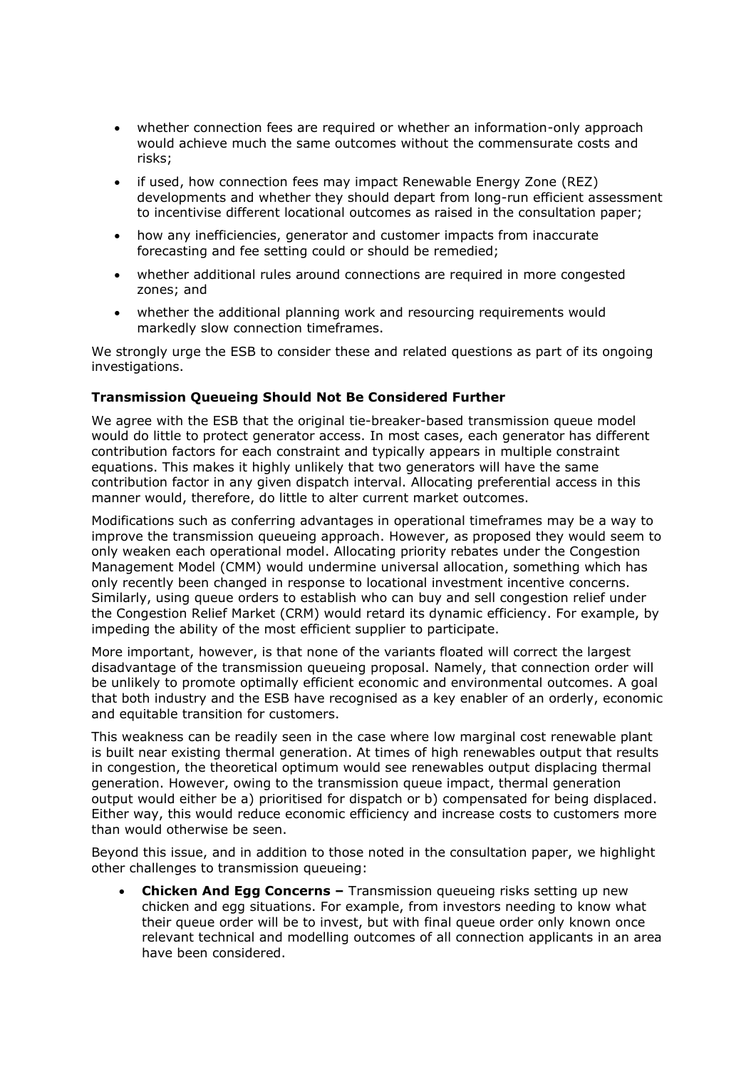- whether connection fees are required or whether an information-only approach would achieve much the same outcomes without the commensurate costs and risks;
- if used, how connection fees may impact Renewable Energy Zone (REZ) developments and whether they should depart from long-run efficient assessment to incentivise different locational outcomes as raised in the consultation paper;
- how any inefficiencies, generator and customer impacts from inaccurate forecasting and fee setting could or should be remedied;
- whether additional rules around connections are required in more congested zones; and
- whether the additional planning work and resourcing requirements would markedly slow connection timeframes.

We strongly urge the ESB to consider these and related questions as part of its ongoing investigations.

**Transmission Queueing Should Not Be Considered Further**

We agree with the ESB that the original tie-breaker-based transmission queue model would do little to protect generator access. In most cases, each generator has different contribution factors for each constraint and typically appears in multiple constraint equations. This makes it highly unlikely that two generators will have the same contribution factor in any given dispatch interval. Allocating preferential access in this manner would, therefore, do little to alter current market outcomes.

Modifications such as conferring advantages in operational timeframes may be a way to improve the transmission queueing approach. However, as proposed they would seem to only weaken each operational model. Allocating priority rebates under the Congestion Management Model (CMM) would undermine universal allocation, something which has only recently been changed in response to locational investment incentive concerns. Similarly, using queue orders to establish who can buy and sell congestion relief under the Congestion Relief Market (CRM) would retard its dynamic efficiency. For example, by impeding the ability of the most efficient supplier to participate.

More important, however, is that none of the variants floated will correct the largest disadvantage of the transmission queueing proposal. Namely, that connection order will be unlikely to promote optimally efficient economic and environmental outcomes. A goal that both industry and the ESB have recognised as a key enabler of an orderly, economic and equitable transition for customers.

This weakness can be readily seen in the case where low marginal cost renewable plant is built near existing thermal generation. At times of high renewables output that results in congestion, the theoretical optimum would see renewables output displacing thermal generation. However, owing to the transmission queue impact, thermal generation output would either be a) prioritised for dispatch or b) compensated for being displaced. Either way, this would reduce economic efficiency and increase costs to customers more than would otherwise be seen.

Beyond this issue, and in addition to those noted in the consultation paper, we highlight other challenges to transmission queueing:

- **Chicken And Egg Concerns –** Transmission queueing risks setting up new chicken and egg situations. For example, from investors needing to know what their queue order will be to invest, but with final queue order only known once relevant technical and modelling outcomes of all connection applicants in an area have been considered.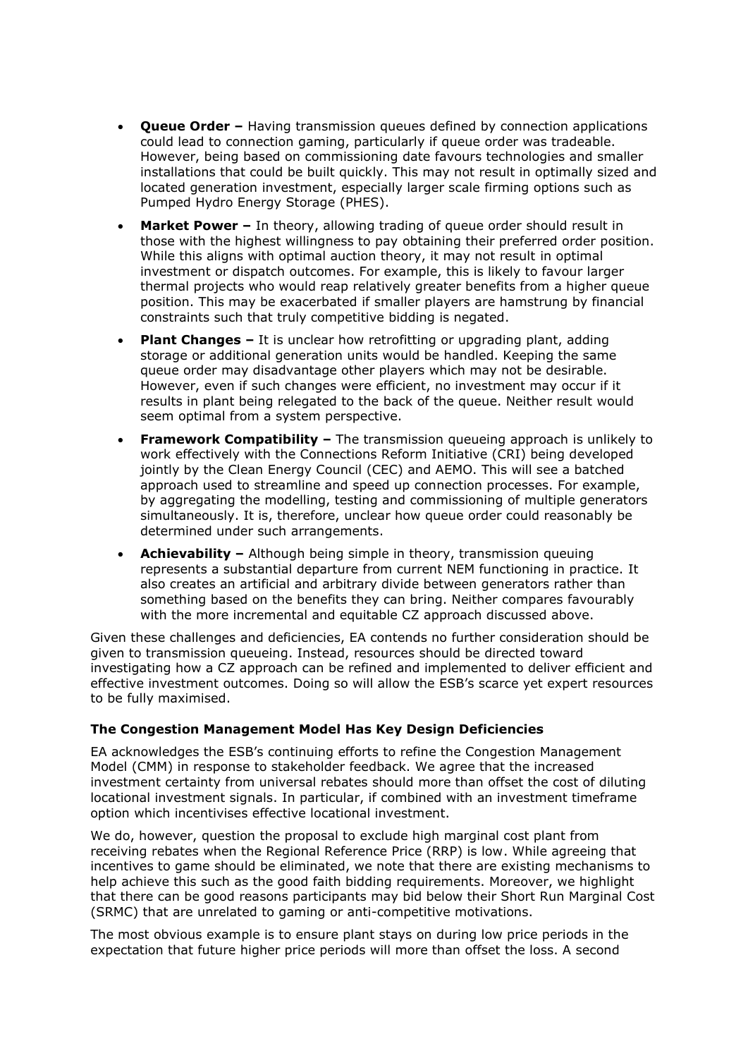- **Queue Order –** Having transmission queues defined by connection applications could lead to connection gaming, particularly if queue order was tradeable. However, being based on commissioning date favours technologies and smaller installations that could be built quickly. This may not result in optimally sized and located generation investment, especially larger scale firming options such as Pumped Hydro Energy Storage (PHES).
- **Market Power –** In theory, allowing trading of queue order should result in those with the highest willingness to pay obtaining their preferred order position. While this aligns with optimal auction theory, it may not result in optimal investment or dispatch outcomes. For example, this is likely to favour larger thermal projects who would reap relatively greater benefits from a higher queue position. This may be exacerbated if smaller players are hamstrung by financial constraints such that truly competitive bidding is negated.
- **Plant Changes –** It is unclear how retrofitting or upgrading plant, adding storage or additional generation units would be handled. Keeping the same queue order may disadvantage other players which may not be desirable. However, even if such changes were efficient, no investment may occur if it results in plant being relegated to the back of the queue. Neither result would seem optimal from a system perspective.
- **Framework Compatibility –** The transmission queueing approach is unlikely to work effectively with the Connections Reform Initiative (CRI) being developed jointly by the Clean Energy Council (CEC) and AEMO. This will see a batched approach used to streamline and speed up connection processes. For example, by aggregating the modelling, testing and commissioning of multiple generators simultaneously. It is, therefore, unclear how queue order could reasonably be determined under such arrangements.
- **Achievability –** Although being simple in theory, transmission queuing represents a substantial departure from current NEM functioning in practice. It also creates an artificial and arbitrary divide between generators rather than something based on the benefits they can bring. Neither compares favourably with the more incremental and equitable CZ approach discussed above.

Given these challenges and deficiencies, EA contends no further consideration should be given to transmission queueing. Instead, resources should be directed toward investigating how a CZ approach can be refined and implemented to deliver efficient and effective investment outcomes. Doing so will allow the ESB's scarce yet expert resources to be fully maximised.

### The Congestion Management Model Has Key Design Deficiencies

EA acknowledges the ESB's continuing efforts to refine the Congestion Management Model (CMM) in response to stakeholder feedback. We agree that the increased investment certainty from universal rebates should more than offset the cost of diluting locational investment signals. In particular, if combined with an investment timeframe option which incentivises effective locational investment.

We do, however, question the proposal to exclude high marginal cost plant from receiving rebates when the Regional Reference Price (RRP) is low. While agreeing that incentives to game should be eliminated, we note that there are existing mechanisms to help achieve this such as the good faith bidding requirements. Moreover, we highlight that there can be good reasons participants may bid below their Short Run Marginal Cost (SRMC) that are unrelated to gaming or anti-competitive motivations.

The most obvious example is to ensure plant stays on during low price periods in the expectation that future higher price periods will more than offset the loss. A second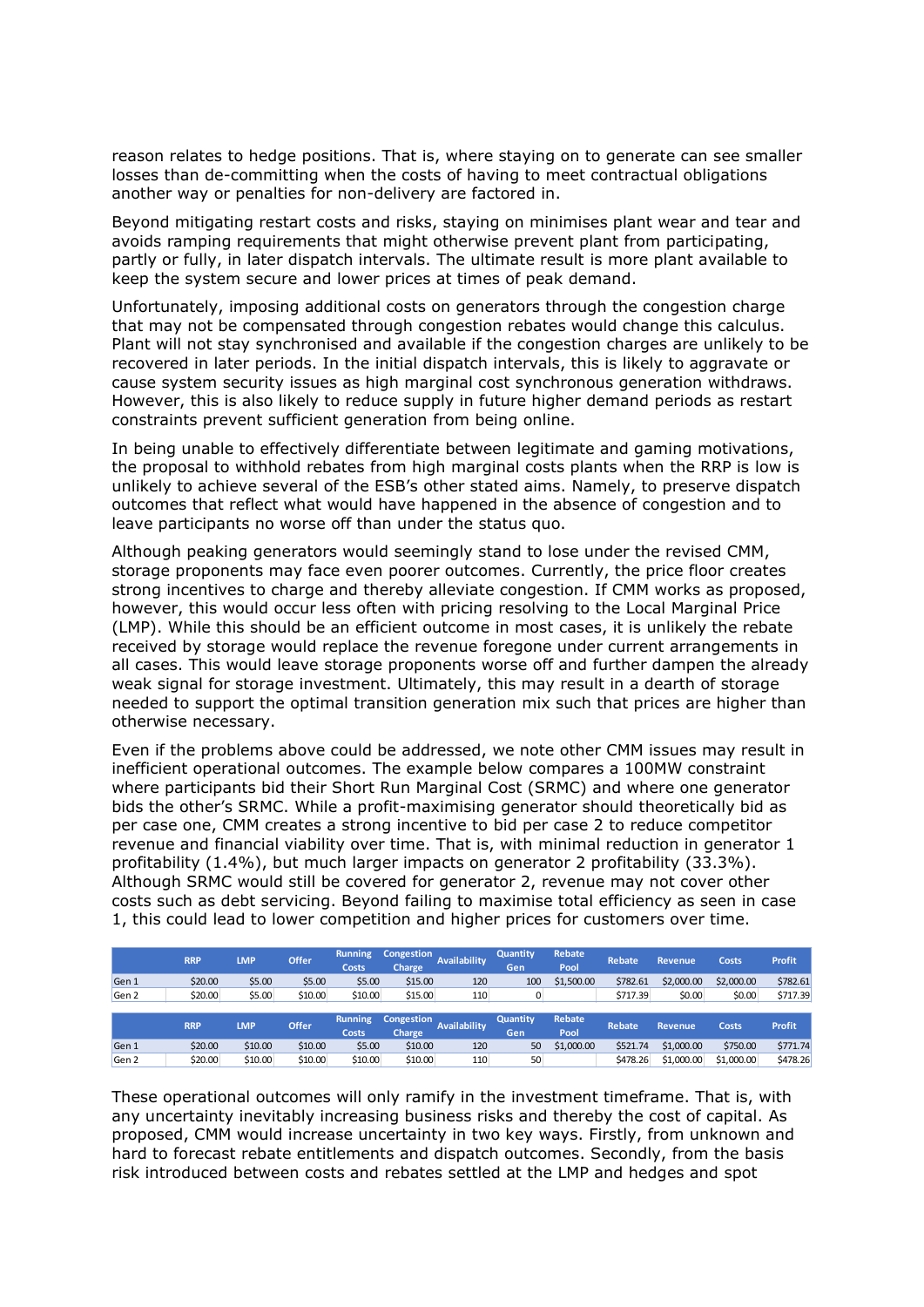reason relates to hedge positions. That is, where staying on to generate can see smaller losses than de-committing when the costs of having to meet contractual obligations another way or penalties for non-delivery are factored in.

Beyond mitigating restart costs and risks, staying on minimises plant wear and tear and avoids ramping requirements that might otherwise prevent plant from participating, partly or fully, in later dispatch intervals. The ultimate result is more plant available to keep the system secure and lower prices at times of peak demand.

Unfortunately, imposing additional costs on generators through the congestion charge that may not be compensated through congestion rebates would change this calculus. Plant will not stay synchronised and available if the congestion charges are unlikely to be recovered in later periods. In the initial dispatch intervals, this is likely to aggravate or cause system security issues as high marginal cost synchronous generation withdraws. However, this is also likely to reduce supply in future higher demand periods as restart constraints prevent sufficient generation from being online.

In being unable to effectively differentiate between legitimate and gaming motivations, the proposal to withhold rebates from high marginal costs plants when the RRP is low is unlikely to achieve several of the ESB's other stated aims. Namely, to preserve dispatch outcomes that reflect what would have happened in the absence of congestion and to leave participants no worse off than under the status quo.

Although peaking generators would seemingly stand to lose under the revised CMM, storage proponents may face even poorer outcomes. Currently, the price floor creates strong incentives to charge and thereby alleviate congestion. If CMM works as proposed, however, this would occur less often with pricing resolving to the Local Marginal Price (LMP). While this should be an efficient outcome in most cases, it is unlikely the rebate received by storage would replace the revenue foregone under current arrangements in all cases. This would leave storage proponents worse off and further dampen the already weak signal for storage investment. Ultimately, this may result in a dearth of storage needed to support the optimal transition generation mix such that prices are higher than otherwise necessary.

Even if the problems above could be addressed, we note other CMM issues may result in inefficient operational outcomes. The example below compares a 100MW constraint where participants bid their Short Run Marginal Cost (SRMC) and where one generator bids the other's SRMC. While a profit-maximising generator should theoretically bid as per case one, CMM creates a strong incentive to bid per case 2 to reduce competitor revenue and financial viability over time. That is, with minimal reduction in generator 1 profitability (1.4%), but much larger impacts on generator 2 profitability (33.3%). Although SRMC would still be covered for generator 2, revenue may not cover other costs such as debt servicing. Beyond failing to maximise total efficiency as seen in case 1, this could lead to lower competition and higher prices for customers over time.

| | RRP | LMP | Offer | Running Costs | Congestion Charge | Availability | Quantity Gen | Rebate Pool | Rebate | Revenue | Costs | Profit |
|---|---|---|---|---|---|---|---|---|---|---|---|---|
| Gen 1 | $20.00 | $5.00 | $5.00 | $5.00 | $15.00 | 120 | 100 | $1,500.00 | $782.61 | $2,000.00 | $2,000.00 | $782.61 |
| Gen 2 | $20.00 | $5.00 | $10.00 | $10.00 | $15.00 | 110 | 0 | | $717.39 | $0.00 | $0.00 | $717.39 |

| | RRP | LMP | Offer | Running Costs | Congestion Charge | Availability | Quantity Gen | Rebate Pool | Rebate | Revenue | Costs | Profit |
|---|---|---|---|---|---|---|---|---|---|---|---|---|
| Gen 1 | $20.00 | $10.00 | $10.00 | $5.00 | $10.00 | 120 | 50 | $1,000.00 | $521.74 | $1,000.00 | $750.00 | $771.74 |
| Gen 2 | $20.00 | $10.00 | $10.00 | $10.00 | $10.00 | 110 | 50 | | $478.26 | $1,000.00 | $1,000.00 | $478.26 |

These operational outcomes will only ramify in the investment timeframe. That is, with any uncertainty inevitably increasing business risks and thereby the cost of capital. As proposed, CMM would increase uncertainty in two key ways. Firstly, from unknown and hard to forecast rebate entitlements and dispatch outcomes. Secondly, from the basis risk introduced between costs and rebates settled at the LMP and hedges and spot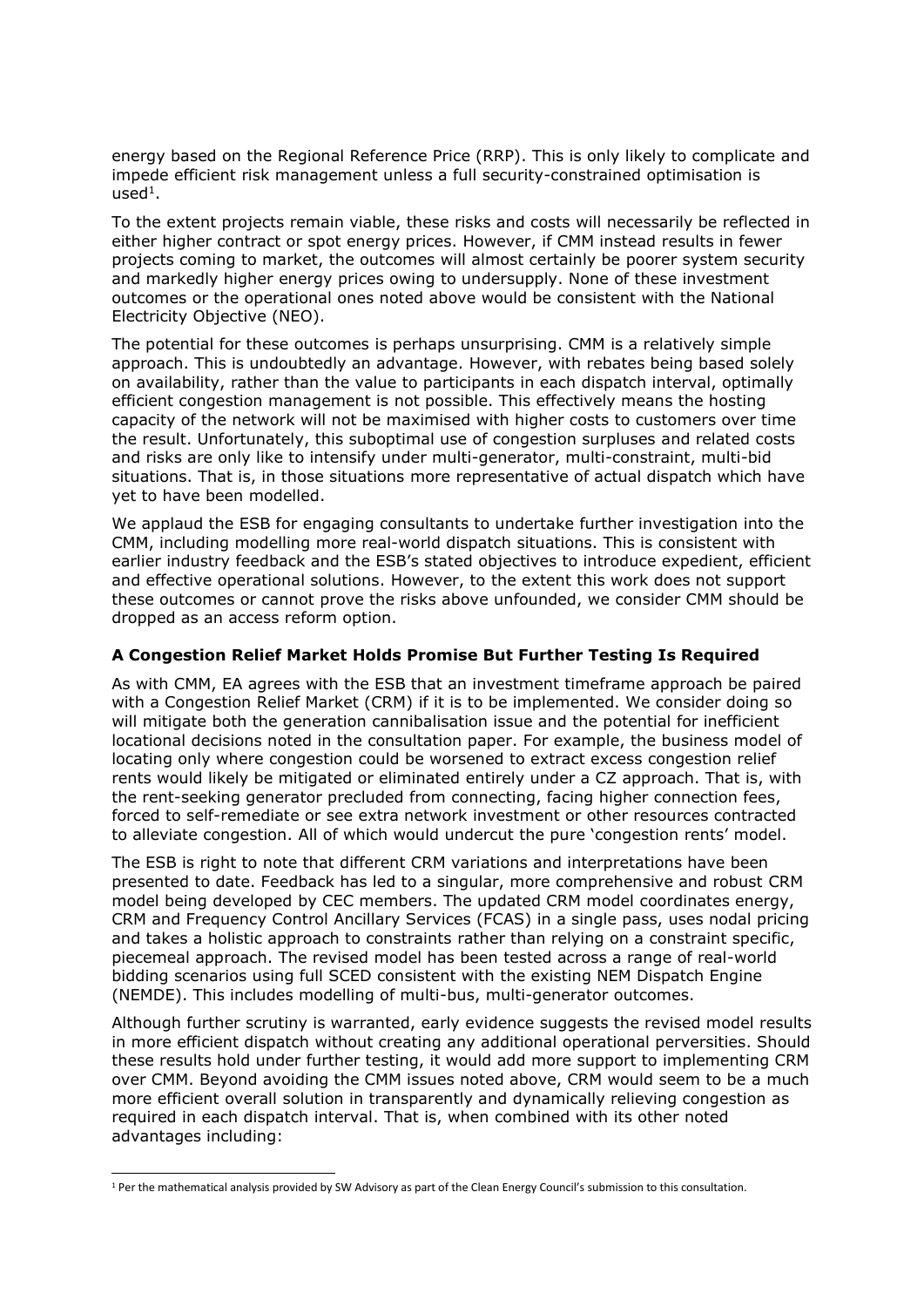energy based on the Regional Reference Price (RRP). This is only likely to complicate and impede efficient risk management unless a full security-constrained optimisation is used[1].

To the extent projects remain viable, these risks and costs will necessarily be reflected in either higher contract or spot energy prices. However, if CMM instead results in fewer projects coming to market, the outcomes will almost certainly be poorer system security and markedly higher energy prices owing to undersupply. None of these investment outcomes or the operational ones noted above would be consistent with the National Electricity Objective (NEO).

The potential for these outcomes is perhaps unsurprising. CMM is a relatively simple approach. This is undoubtedly an advantage. However, with rebates being based solely on availability, rather than the value to participants in each dispatch interval, optimally efficient congestion management is not possible. This effectively means the hosting capacity of the network will not be maximised with higher costs to customers over time the result. Unfortunately, this suboptimal use of congestion surpluses and related costs and risks are only like to intensify under multi-generator, multi-constraint, multi-bid situations. That is, in those situations more representative of actual dispatch which have yet to have been modelled.

We applaud the ESB for engaging consultants to undertake further investigation into the CMM, including modelling more real-world dispatch situations. This is consistent with earlier industry feedback and the ESB's stated objectives to introduce expedient, efficient and effective operational solutions. However, to the extent this work does not support these outcomes or cannot prove the risks above unfounded, we consider CMM should be dropped as an access reform option.

**A Congestion Relief Market Holds Promise But Further Testing Is Required**

As with CMM, EA agrees with the ESB that an investment timeframe approach be paired with a Congestion Relief Market (CRM) if it is to be implemented. We consider doing so will mitigate both the generation cannibalisation issue and the potential for inefficient locational decisions noted in the consultation paper. For example, the business model of locating only where congestion could be worsened to extract excess congestion relief rents would likely be mitigated or eliminated entirely under a CZ approach. That is, with the rent-seeking generator precluded from connecting, facing higher connection fees, forced to self-remediate or see extra network investment or other resources contracted to alleviate congestion. All of which would undercut the pure 'congestion rents' model.

The ESB is right to note that different CRM variations and interpretations have been presented to date. Feedback has led to a singular, more comprehensive and robust CRM model being developed by CEC members. The updated CRM model coordinates energy, CRM and Frequency Control Ancillary Services (FCAS) in a single pass, uses nodal pricing and takes a holistic approach to constraints rather than relying on a constraint specific, piecemeal approach. The revised model has been tested across a range of real-world bidding scenarios using full SCED consistent with the existing NEM Dispatch Engine (NEMDE). This includes modelling of multi-bus, multi-generator outcomes.

Although further scrutiny is warranted, early evidence suggests the revised model results in more efficient dispatch without creating any additional operational perversities. Should these results hold under further testing, it would add more support to implementing CRM over CMM. Beyond avoiding the CMM issues noted above, CRM would seem to be a much more efficient overall solution in transparently and dynamically relieving congestion as required in each dispatch interval. That is, when combined with its other noted advantages including:

[1] Per the mathematical analysis provided by SW Advisory as part of the Clean Energy Council's submission to this consultation.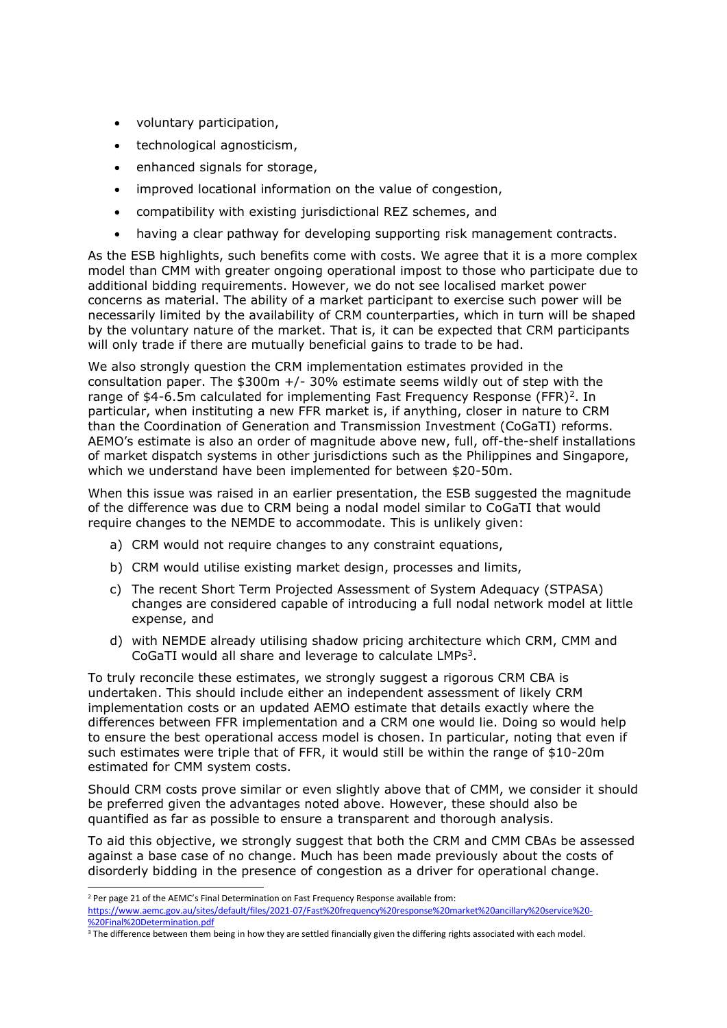- voluntary participation,
- technological agnosticism,
- enhanced signals for storage,
- improved locational information on the value of congestion,
- compatibility with existing jurisdictional REZ schemes, and
- having a clear pathway for developing supporting risk management contracts.

As the ESB highlights, such benefits come with costs. We agree that it is a more complex model than CMM with greater ongoing operational impost to those who participate due to additional bidding requirements. However, we do not see localised market power concerns as material. The ability of a market participant to exercise such power will be necessarily limited by the availability of CRM counterparties, which in turn will be shaped by the voluntary nature of the market. That is, it can be expected that CRM participants will only trade if there are mutually beneficial gains to trade to be had.

We also strongly question the CRM implementation estimates provided in the consultation paper. The $300m +/- 30% estimate seems wildly out of step with the range of $4-6.5m calculated for implementing Fast Frequency Response (FFR)[2]. In particular, when instituting a new FFR market is, if anything, closer in nature to CRM than the Coordination of Generation and Transmission Investment (CoGaTI) reforms. AEMO's estimate is also an order of magnitude above new, full, off-the-shelf installations of market dispatch systems in other jurisdictions such as the Philippines and Singapore, which we understand have been implemented for between $20-50m.

When this issue was raised in an earlier presentation, the ESB suggested the magnitude of the difference was due to CRM being a nodal model similar to CoGaTI that would require changes to the NEMDE to accommodate. This is unlikely given:

a) CRM would not require changes to any constraint equations,

b) CRM would utilise existing market design, processes and limits,

c) The recent Short Term Projected Assessment of System Adequacy (STPASA) changes are considered capable of introducing a full nodal network model at little expense, and

d) with NEMDE already utilising shadow pricing architecture which CRM, CMM and CoGaTI would all share and leverage to calculate LMPs[3].

To truly reconcile these estimates, we strongly suggest a rigorous CRM CBA is undertaken. This should include either an independent assessment of likely CRM implementation costs or an updated AEMO estimate that details exactly where the differences between FFR implementation and a CRM one would lie. Doing so would help to ensure the best operational access model is chosen. In particular, noting that even if such estimates were triple that of FFR, it would still be within the range of $10-20m estimated for CMM system costs.

Should CRM costs prove similar or even slightly above that of CMM, we consider it should be preferred given the advantages noted above. However, these should also be quantified as far as possible to ensure a transparent and thorough analysis.

To aid this objective, we strongly suggest that both the CRM and CMM CBAs be assessed against a base case of no change. Much has been made previously about the costs of disorderly bidding in the presence of congestion as a driver for operational change.

---

[2] Per page 21 of the AEMC's Final Determination on Fast Frequency Response available from: https://www.aemc.gov.au/sites/default/files/2021-07/Fast%20frequency%20response%20market%20ancillary%20service%20-%20Final%20Determination.pdf

[3] The difference between them being in how they are settled financially given the differing rights associated with each model.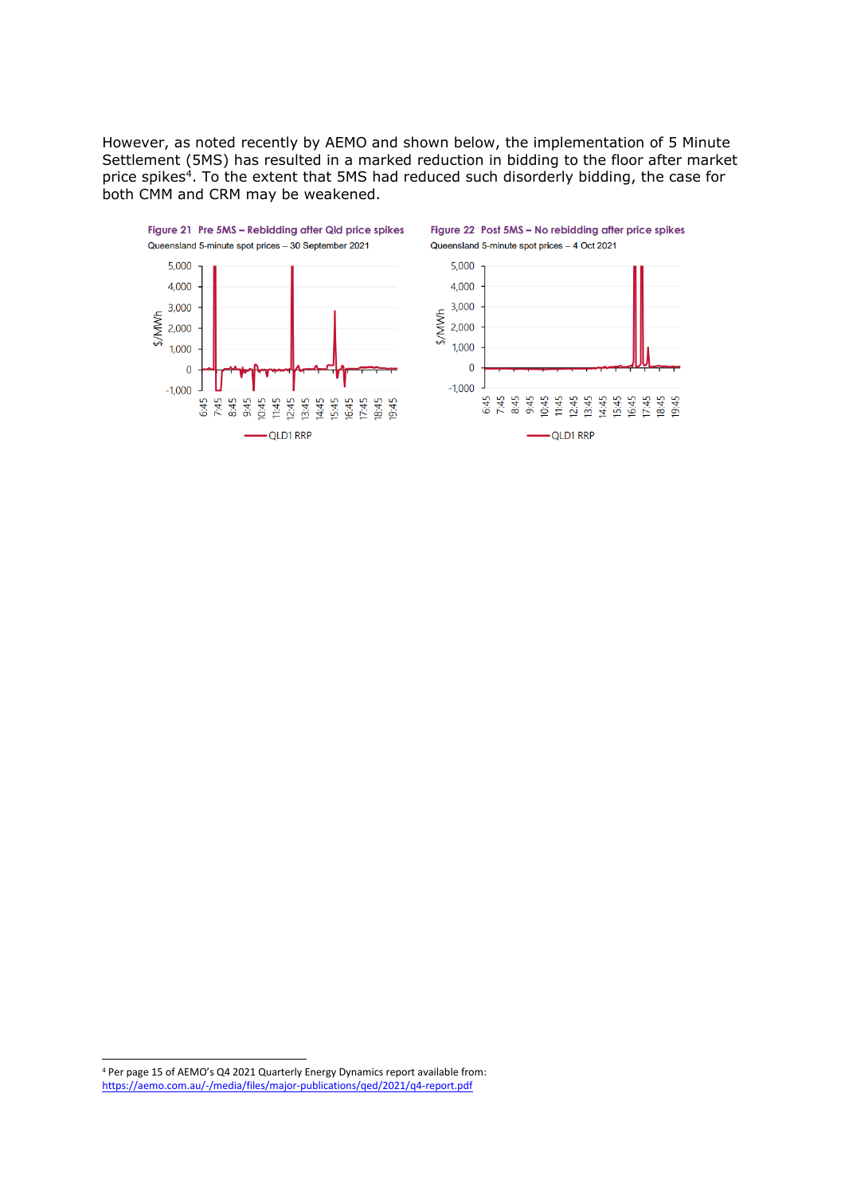However, as noted recently by AEMO and shown below, the implementation of 5 Minute Settlement (5MS) has resulted in a marked reduction in bidding to the floor after market price spikes[4]. To the extent that 5MS had reduced such disorderly bidding, the case for both CMM and CRM may be weakened.

**Figure 21 Pre 5MS – Rebidding after Qld price spikes**

Queensland 5-minute spot prices – 30 September 2021

5,000
4,000
3,000
2,000
1,000
0
-1,000

$/MWh

6:45 7:45 8:45 9:45 10:45 11:45 12:45 13:45 14:45 15:45 16:45 17:45 18:45 19:45

QLD1 RRP

**Figure 22 Post 5MS – No rebidding after price spikes**

Queensland 5-minute spot prices – 4 Oct 2021

5,000
4,000
3,000
2,000
1,000
0
-1,000

$/MWh

6:45 7:45 8:45 9:45 10:45 11:45 12:45 13:45 14:45 15:45 16:45 17:45 18:45 19:45

QLD1 RRP

[4] Per page 15 of AEMO's Q4 2021 Quarterly Energy Dynamics report available from: https://aemo.com.au/-/media/files/major-publications/qed/2021/q4-report.pdf